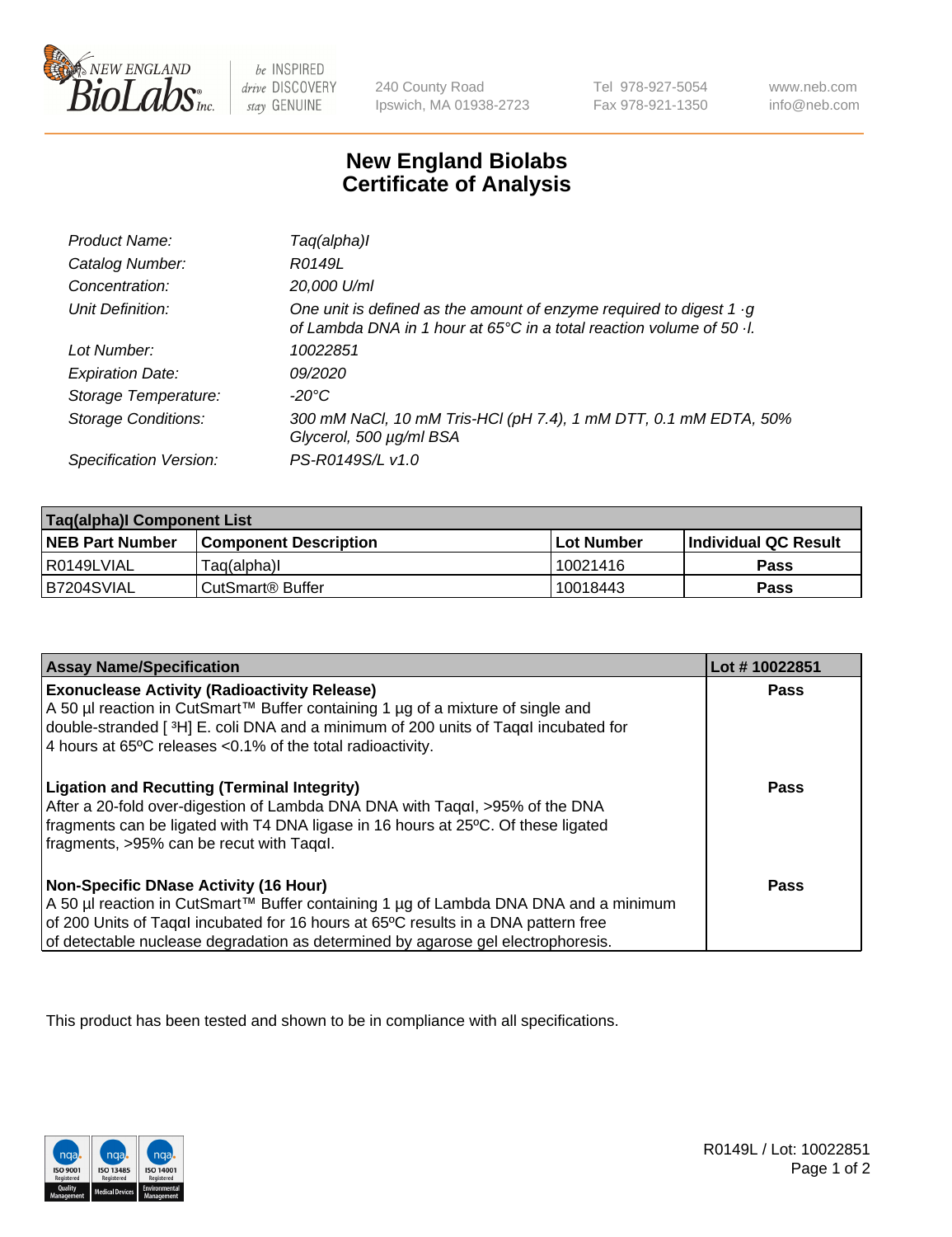# New England Biolabs Certificate of Analysis

| | |
|---|---|
| *Product Name:* | *Taq(alpha)I* |
| *Catalog Number:* | *R0149L* |
| *Concentration:* | *20,000 U/ml* |
| *Unit Definition:* | *One unit is defined as the amount of enzyme required to digest 1 ·g of Lambda DNA in 1 hour at 65°C in a total reaction volume of 50 ·l.* |
| *Lot Number:* | *10022851* |
| *Expiration Date:* | *09/2020* |
| *Storage Temperature:* | *-20°C* |
| *Storage Conditions:* | *300 mM NaCl, 10 mM Tris-HCl (pH 7.4), 1 mM DTT, 0.1 mM EDTA, 50% Glycerol, 500 µg/ml BSA* |
| *Specification Version:* | *PS-R0149S/L v1.0* |

| Taq(alpha)I Component List | | | |
|---|---|---|---|
| **NEB Part Number** | **Component Description** | **Lot Number** | **Individual QC Result** |
| R0149LVIAL | Taq(alpha)I | 10021416 | **Pass** |
| B7204SVIAL | CutSmart® Buffer | 10018443 | **Pass** |

| Assay Name/Specification | Lot # 10022851 |
|---|---|
| **Exonuclease Activity (Radioactivity Release)**<br>A 50 µl reaction in CutSmart™ Buffer containing 1 µg of a mixture of single and double-stranded [ $^3$H] E. coli DNA and a minimum of 200 units of TaqαI incubated for 4 hours at 65ºC releases <0.1% of the total radioactivity. | **Pass** |
| **Ligation and Recutting (Terminal Integrity)**<br>After a 20-fold over-digestion of Lambda DNA DNA with TaqαI, >95% of the DNA fragments can be ligated with T4 DNA ligase in 16 hours at 25ºC. Of these ligated fragments, >95% can be recut with TaqαI. | **Pass** |
| **Non-Specific DNase Activity (16 Hour)**<br>A 50 µl reaction in CutSmart™ Buffer containing 1 µg of Lambda DNA DNA and a minimum of 200 Units of TaqαI incubated for 16 hours at 65ºC results in a DNA pattern free of detectable nuclease degradation as determined by agarose gel electrophoresis. | **Pass** |

This product has been tested and shown to be in compliance with all specifications.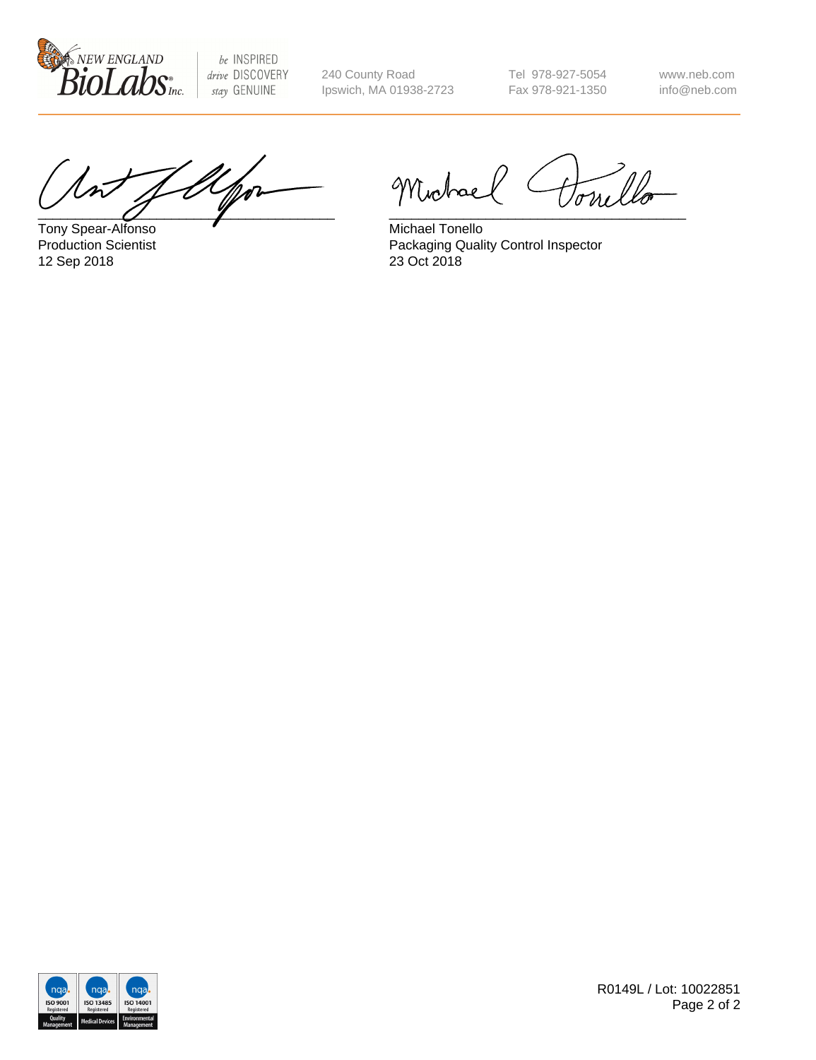NEW ENGLAND BioLabs Inc.

be INSPIRED
drive DISCOVERY
stay GENUINE

240 County Road
Ipswich, MA 01938-2723

Tel 978-927-5054
Fax 978-921-1350

www.neb.com
info@neb.com

Tony Spear-Alfonso
Production Scientist
12 Sep 2018

Michael Tonello
Packaging Quality Control Inspector
23 Oct 2018

nqa ISO 9001 Registered Quality Management | nqa ISO 13485 Registered Medical Devices | nqa ISO 14001 Registered Environmental Management

R0149L / Lot: 10022851